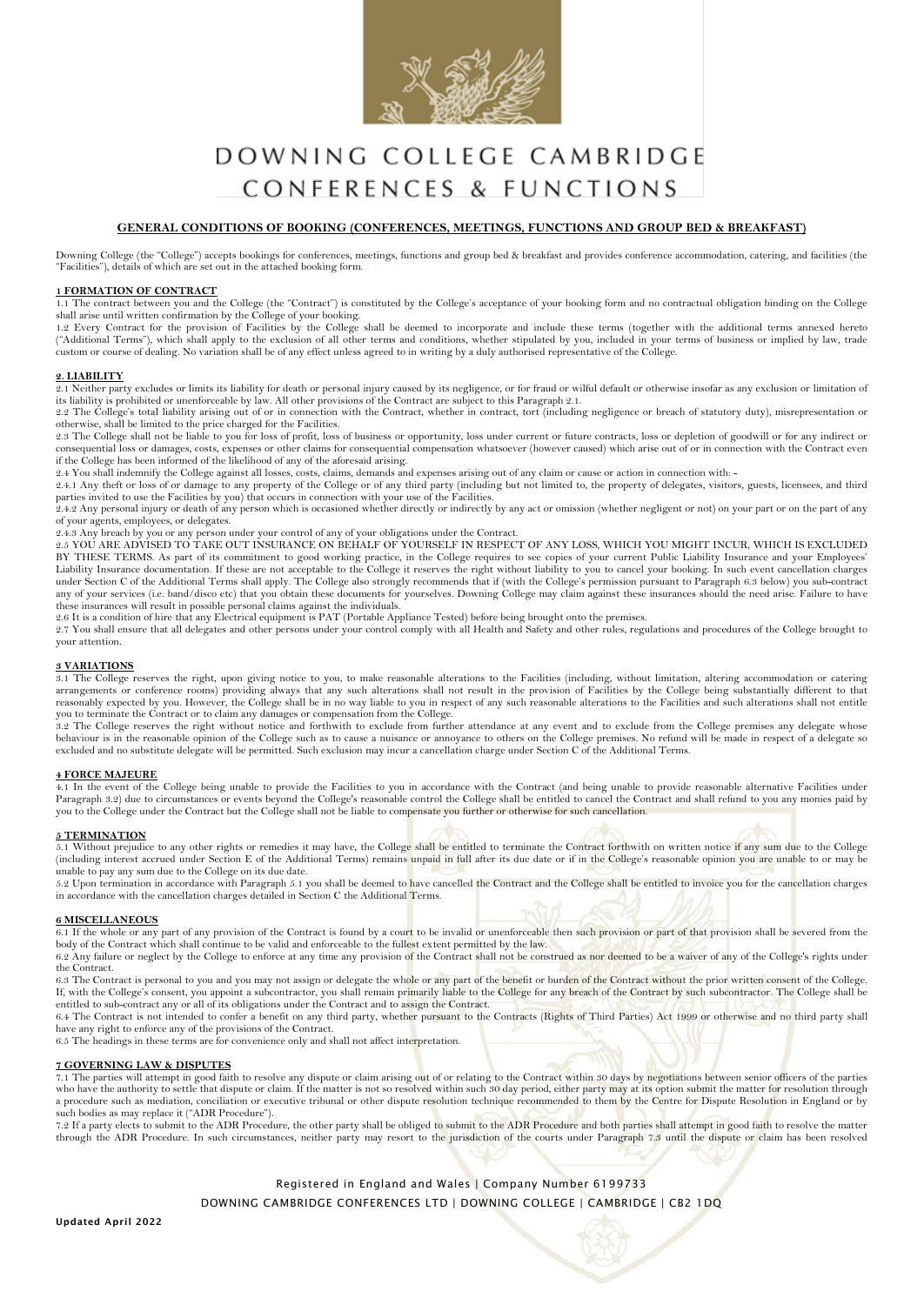# DOWNING COLLEGE CAMBRIDGE
# CONFERENCES & FUNCTIONS

## GENERAL CONDITIONS OF BOOKING (CONFERENCES, MEETINGS, FUNCTIONS AND GROUP BED & BREAKFAST)

Downing College (the "College") accepts bookings for conferences, meetings, functions and group bed & breakfast and provides conference accommodation, catering, and facilities (the "Facilities"), details of which are set out in the attached booking form.

### 1 FORMATION OF CONTRACT

1.1 The contract between you and the College (the "Contract") is constituted by the College's acceptance of your booking form and no contractual obligation binding on the College shall arise until written confirmation by the College of your booking.

1.2 Every Contract for the provision of Facilities by the College shall be deemed to incorporate and include these terms (together with the additional terms annexed hereto ("Additional Terms"), which shall apply to the exclusion of all other terms and conditions, whether stipulated by you, included in your terms of business or implied by law, trade custom or course of dealing. No variation shall be of any effect unless agreed to in writing by a duly authorised representative of the College.

### 2. LIABILITY

2.1 Neither party excludes or limits its liability for death or personal injury caused by its negligence, or for fraud or wilful default or otherwise insofar as any exclusion or limitation of its liability is prohibited or unenforceable by law. All other provisions of the Contract are subject to this Paragraph 2.1.

2.2 The College's total liability arising out of or in connection with the Contract, whether in contract, tort (including negligence or breach of statutory duty), misrepresentation or otherwise, shall be limited to the price charged for the Facilities.

2.3 The College shall not be liable to you for loss of profit, loss of business or opportunity, loss under current or future contracts, loss or depletion of goodwill or for any indirect or consequential loss or damages, costs, expenses or other claims for consequential compensation whatsoever (however caused) which arise out of or in connection with the Contract even if the College has been informed of the likelihood of any of the aforesaid arising.

2.4 You shall indemnify the College against all losses, costs, claims, demands and expenses arising out of any claim or cause or action in connection with: -

2.4.1 Any theft or loss of or damage to any property of the College or of any third party (including but not limited to, the property of delegates, visitors, guests, licensees, and third parties invited to use the Facilities by you) that occurs in connection with your use of the Facilities.

2.4.2 Any personal injury or death of any person which is occasioned whether directly or indirectly by any act or omission (whether negligent or not) on your part or on the part of any of your agents, employees, or delegates.

2.4.3 Any breach by you or any person under your control of any of your obligations under the Contract.

2.5 YOU ARE ADVISED TO TAKE OUT INSURANCE ON BEHALF OF YOURSELF IN RESPECT OF ANY LOSS, WHICH YOU MIGHT INCUR, WHICH IS EXCLUDED BY THESE TERMS. As part of its commitment to good working practice, in the College requires to see copies of your current Public Liability Insurance and your Employees' Liability Insurance documentation. If these are not acceptable to the College it reserves the right without liability to you to cancel your booking. In such event cancellation charges under Section C of the Additional Terms shall apply. The College also strongly recommends that if (with the College's permission pursuant to Paragraph 6.3 below) you sub-contract any of your services (i.e. band/disco etc) that you obtain these documents for yourselves. Downing College may claim against these insurances should the need arise. Failure to have these insurances will result in possible personal claims against the individuals.

2.6 It is a condition of hire that any Electrical equipment is PAT (Portable Appliance Tested) before being brought onto the premises.

2.7 You shall ensure that all delegates and other persons under your control comply with all Health and Safety and other rules, regulations and procedures of the College brought to your attention.

### 3 VARIATIONS

3.1 The College reserves the right, upon giving notice to you, to make reasonable alterations to the Facilities (including, without limitation, altering accommodation or catering arrangements or conference rooms) providing always that any such alterations shall not result in the provision of Facilities by the College being substantially different to that reasonably expected by you. However, the College shall be in no way liable to you in respect of any such reasonable alterations to the Facilities and such alterations shall not entitle you to terminate the Contract or to claim any damages or compensation from the College.

3.2 The College reserves the right without notice and forthwith to exclude from further attendance at any event and to exclude from the College premises any delegate whose behaviour is in the reasonable opinion of the College such as to cause a nuisance or annoyance to others on the College premises. No refund will be made in respect of a delegate so excluded and no substitute delegate will be permitted. Such exclusion may incur a cancellation charge under Section C of the Additional Terms.

### 4 FORCE MAJEURE

4.1 In the event of the College being unable to provide the Facilities to you in accordance with the Contract (and being unable to provide reasonable alternative Facilities under Paragraph 3.2) due to circumstances or events beyond the College's reasonable control the College shall be entitled to cancel the Contract and shall refund to you any monies paid by you to the College under the Contract but the College shall not be liable to compensate you further or otherwise for such cancellation.

### 5 TERMINATION

5.1 Without prejudice to any other rights or remedies it may have, the College shall be entitled to terminate the Contract forthwith on written notice if any sum due to the College (including interest accrued under Section E of the Additional Terms) remains unpaid in full after its due date or if in the College's reasonable opinion you are unable to or may be unable to pay any sum due to the College on its due date.

5.2 Upon termination in accordance with Paragraph 5.1 you shall be deemed to have cancelled the Contract and the College shall be entitled to invoice you for the cancellation charges in accordance with the cancellation charges detailed in Section C the Additional Terms.

### 6 MISCELLANEOUS

6.1 If the whole or any part of any provision of the Contract is found by a court to be invalid or unenforceable then such provision or part of that provision shall be severed from the body of the Contract which shall continue to be valid and enforceable to the fullest extent permitted by the law.

6.2 Any failure or neglect by the College to enforce at any time any provision of the Contract shall not be construed as nor deemed to be a waiver of any of the College's rights under the Contract.

6.3 The Contract is personal to you and you may not assign or delegate the whole or any part of the benefit or burden of the Contract without the prior written consent of the College. If, with the College's consent, you appoint a subcontractor, you shall remain primarily liable to the College for any breach of the Contract by such subcontractor. The College shall be entitled to sub-contract any or all of its obligations under the Contract and to assign the Contract.

6.4 The Contract is not intended to confer a benefit on any third party, whether pursuant to the Contracts (Rights of Third Parties) Act 1999 or otherwise and no third party shall have any right to enforce any of the provisions of the Contract.

6.5 The headings in these terms are for convenience only and shall not affect interpretation.

### 7 GOVERNING LAW & DISPUTES

7.1 The parties will attempt in good faith to resolve any dispute or claim arising out of or relating to the Contract within 30 days by negotiations between senior officers of the parties who have the authority to settle that dispute or claim. If the matter is not so resolved within such 30 day period, either party may at its option submit the matter for resolution through a procedure such as mediation, conciliation or executive tribunal or other dispute resolution technique recommended to them by the Centre for Dispute Resolution in England or by such bodies as may replace it ("ADR Procedure").

7.2 If a party elects to submit to the ADR Procedure, the other party shall be obliged to submit to the ADR Procedure and both parties shall attempt in good faith to resolve the matter through the ADR Procedure. In such circumstances, neither party may resort to the jurisdiction of the courts under Paragraph 7.3 until the dispute or claim has been resolved

Registered in England and Wales | Company Number 6199733

DOWNING CAMBRIDGE CONFERENCES LTD | DOWNING COLLEGE | CAMBRIDGE | CB2 1DQ

Updated April 2022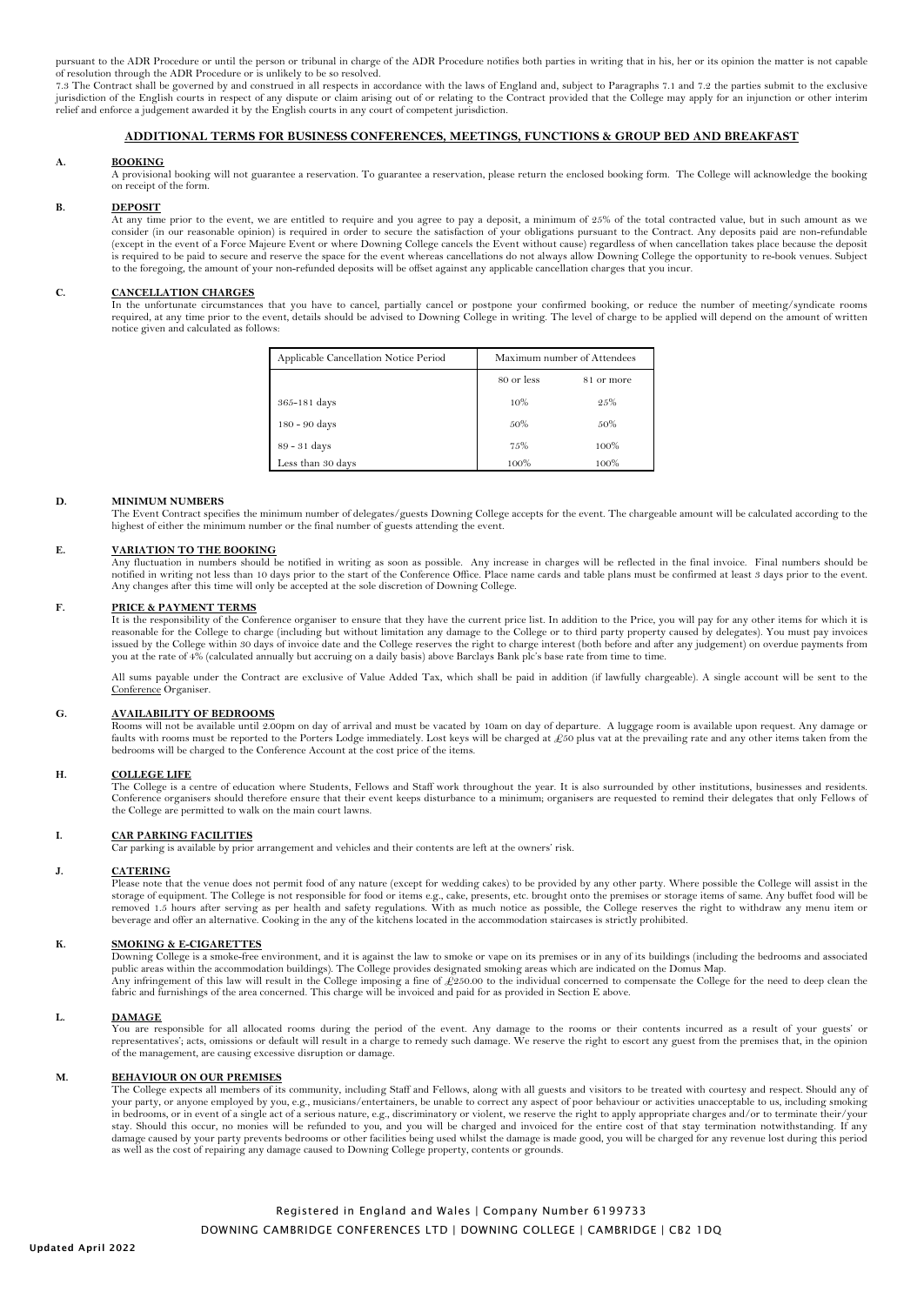pursuant to the ADR Procedure or until the person or tribunal in charge of the ADR Procedure notifies both parties in writing that in his, her or its opinion the matter is not capable of resolution through the ADR Procedure or is unlikely to be so resolved.

7.3 The Contract shall be governed by and construed in all respects in accordance with the laws of England and, subject to Paragraphs 7.1 and 7.2 the parties submit to the exclusive jurisdiction of the English courts in respect of any dispute or claim arising out of or relating to the Contract provided that the College may apply for an injunction or other interim relief and enforce a judgement awarded it by the English courts in any court of competent jurisdiction.

## ADDITIONAL TERMS FOR BUSINESS CONFERENCES, MEETINGS, FUNCTIONS & GROUP BED AND BREAKFAST

### A. BOOKING

A provisional booking will not guarantee a reservation. To guarantee a reservation, please return the enclosed booking form. The College will acknowledge the booking on receipt of the form.

### B. DEPOSIT

At any time prior to the event, we are entitled to require and you agree to pay a deposit, a minimum of 25% of the total contracted value, but in such amount as we consider (in our reasonable opinion) is required in order to secure the satisfaction of your obligations pursuant to the Contract. Any deposits paid are non-refundable (except in the event of a Force Majeure Event or where Downing College cancels the Event without cause) regardless of when cancellation takes place because the deposit is required to be paid to secure and reserve the space for the event whereas cancellations do not always allow Downing College the opportunity to re-book venues. Subject to the foregoing, the amount of your non-refunded deposits will be offset against any applicable cancellation charges that you incur.

### C. CANCELLATION CHARGES

In the unfortunate circumstances that you have to cancel, partially cancel or postpone your confirmed booking, or reduce the number of meeting/syndicate rooms required, at any time prior to the event, details should be advised to Downing College in writing. The level of charge to be applied will depend on the amount of written notice given and calculated as follows:

| Applicable Cancellation Notice Period | Maximum number of Attendees | |
|---|---|---|
| | 80 or less | 81 or more |
| 365-181 days | 10% | 25% |
| 180 - 90 days | 50% | 50% |
| 89 - 31 days | 75% | 100% |
| Less than 30 days | 100% | 100% |

### D. MINIMUM NUMBERS

The Event Contract specifies the minimum number of delegates/guests Downing College accepts for the event. The chargeable amount will be calculated according to the highest of either the minimum number or the final number of guests attending the event.

### E. VARIATION TO THE BOOKING

Any fluctuation in numbers should be notified in writing as soon as possible. Any increase in charges will be reflected in the final invoice. Final numbers should be notified in writing not less than 10 days prior to the start of the Conference Office. Place name cards and table plans must be confirmed at least 3 days prior to the event. Any changes after this time will only be accepted at the sole discretion of Downing College.

### F. PRICE & PAYMENT TERMS

It is the responsibility of the Conference organiser to ensure that they have the current price list. In addition to the Price, you will pay for any other items for which it is reasonable for the College to charge (including but without limitation any damage to the College or to third party property caused by delegates). You must pay invoices issued by the College within 30 days of invoice date and the College reserves the right to charge interest (both before and after any judgement) on overdue payments from you at the rate of 4% (calculated annually but accruing on a daily basis) above Barclays Bank plc's base rate from time to time.

All sums payable under the Contract are exclusive of Value Added Tax, which shall be paid in addition (if lawfully chargeable). A single account will be sent to the Conference Organiser.

### G. AVAILABILITY OF BEDROOMS

Rooms will not be available until 2.00pm on day of arrival and must be vacated by 10am on day of departure. A luggage room is available upon request. Any damage or faults with rooms must be reported to the Porters Lodge immediately. Lost keys will be charged at £50 plus vat at the prevailing rate and any other items taken from the bedrooms will be charged to the Conference Account at the cost price of the items.

### H. COLLEGE LIFE

The College is a centre of education where Students, Fellows and Staff work throughout the year. It is also surrounded by other institutions, businesses and residents. Conference organisers should therefore ensure that their event keeps disturbance to a minimum; organisers are requested to remind their delegates that only Fellows of the College are permitted to walk on the main court lawns.

### I. CAR PARKING FACILITIES

Car parking is available by prior arrangement and vehicles and their contents are left at the owners' risk.

### J. CATERING

Please note that the venue does not permit food of any nature (except for wedding cakes) to be provided by any other party. Where possible the College will assist in the storage of equipment. The College is not responsible for food or items e.g., cake, presents, etc. brought onto the premises or storage items of same. Any buffet food will be removed 1.5 hours after serving as per health and safety regulations. With as much notice as possible, the College reserves the right to withdraw any menu item or beverage and offer an alternative. Cooking in the any of the kitchens located in the accommodation staircases is strictly prohibited.

### K. SMOKING & E-CIGARETTES

Downing College is a smoke-free environment, and it is against the law to smoke or vape on its premises or in any of its buildings (including the bedrooms and associated public areas within the accommodation buildings). The College provides designated smoking areas which are indicated on the Domus Map.

Any infringement of this law will result in the College imposing a fine of £250.00 to the individual concerned to compensate the College for the need to deep clean the fabric and furnishings of the area concerned. This charge will be invoiced and paid for as provided in Section E above.

### L. DAMAGE

You are responsible for all allocated rooms during the period of the event. Any damage to the rooms or their contents incurred as a result of your guests' or representatives'; acts, omissions or default will result in a charge to remedy such damage. We reserve the right to escort any guest from the premises that, in the opinion of the management, are causing excessive disruption or damage.

### M. BEHAVIOUR ON OUR PREMISES

The College expects all members of its community, including Staff and Fellows, along with all guests and visitors to be treated with courtesy and respect. Should any of your party, or anyone employed by you, e.g., musicians/entertainers, be unable to correct any aspect of poor behaviour or activities unacceptable to us, including smoking in bedrooms, or in event of a single act of a serious nature, e.g., discriminatory or violent, we reserve the right to apply appropriate charges and/or to terminate their/your stay. Should this occur, no monies will be refunded to you, and you will be charged and invoiced for the entire cost of that stay termination notwithstanding. If any damage caused by your party prevents bedrooms or other facilities being used whilst the damage is made good, you will be charged for any revenue lost during this period as well as the cost of repairing any damage caused to Downing College property, contents or grounds.

Registered in England and Wales | Company Number 6199733

DOWNING CAMBRIDGE CONFERENCES LTD | DOWNING COLLEGE | CAMBRIDGE | CB2 1DQ

Updated April 2022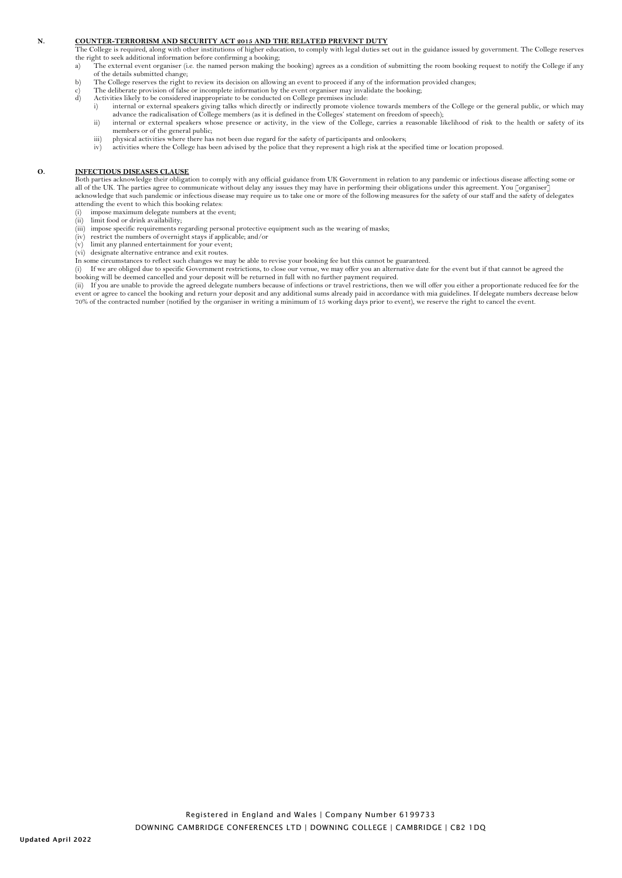## N. COUNTER-TERRORISM AND SECURITY ACT 2015 AND THE RELATED PREVENT DUTY

The College is required, along with other institutions of higher education, to comply with legal duties set out in the guidance issued by government. The College reserves the right to seek additional information before confirming a booking;

a) The external event organiser (i.e. the named person making the booking) agrees as a condition of submitting the room booking request to notify the College if any of the details submitted change;
b) The College reserves the right to review its decision on allowing an event to proceed if any of the information provided changes;
c) The deliberate provision of false or incomplete information by the event organiser may invalidate the booking;
d) Activities likely to be considered inappropriate to be conducted on College premises include:
   i) internal or external speakers giving talks which directly or indirectly promote violence towards members of the College or the general public, or which may advance the radicalisation of College members (as it is defined in the Colleges' statement on freedom of speech);
   ii) internal or external speakers whose presence or activity, in the view of the College, carries a reasonable likelihood of risk to the health or safety of its members or of the general public;
   iii) physical activities where there has not been due regard for the safety of participants and onlookers;
   iv) activities where the College has been advised by the police that they represent a high risk at the specified time or location proposed.

## O. INFECTIOUS DISEASES CLAUSE

Both parties acknowledge their obligation to comply with any official guidance from UK Government in relation to any pandemic or infectious disease affecting some or all of the UK. The parties agree to communicate without delay any issues they may have in performing their obligations under this agreement. You [organiser] acknowledge that such pandemic or infectious disease may require us to take one or more of the following measures for the safety of our staff and the safety of delegates attending the event to which this booking relates:

(i) impose maximum delegate numbers at the event;
(ii) limit food or drink availability;
(iii) impose specific requirements regarding personal protective equipment such as the wearing of masks;
(iv) restrict the numbers of overnight stays if applicable; and/or
(v) limit any planned entertainment for your event;
(vi) designate alternative entrance and exit routes.

In some circumstances to reflect such changes we may be able to revise your booking fee but this cannot be guaranteed.

(i) If we are obliged due to specific Government restrictions, to close our venue, we may offer you an alternative date for the event but if that cannot be agreed the booking will be deemed cancelled and your deposit will be returned in full with no further payment required.

(ii) If you are unable to provide the agreed delegate numbers because of infections or travel restrictions, then we will offer you either a proportionate reduced fee for the event or agree to cancel the booking and return your deposit and any additional sums already paid in accordance with mia guidelines. If delegate numbers decrease below 70% of the contracted number (notified by the organiser in writing a minimum of 15 working days prior to event), we reserve the right to cancel the event.

Registered in England and Wales | Company Number 6199733

DOWNING CAMBRIDGE CONFERENCES LTD | DOWNING COLLEGE | CAMBRIDGE | CB2 1DQ

**Updated April 2022**